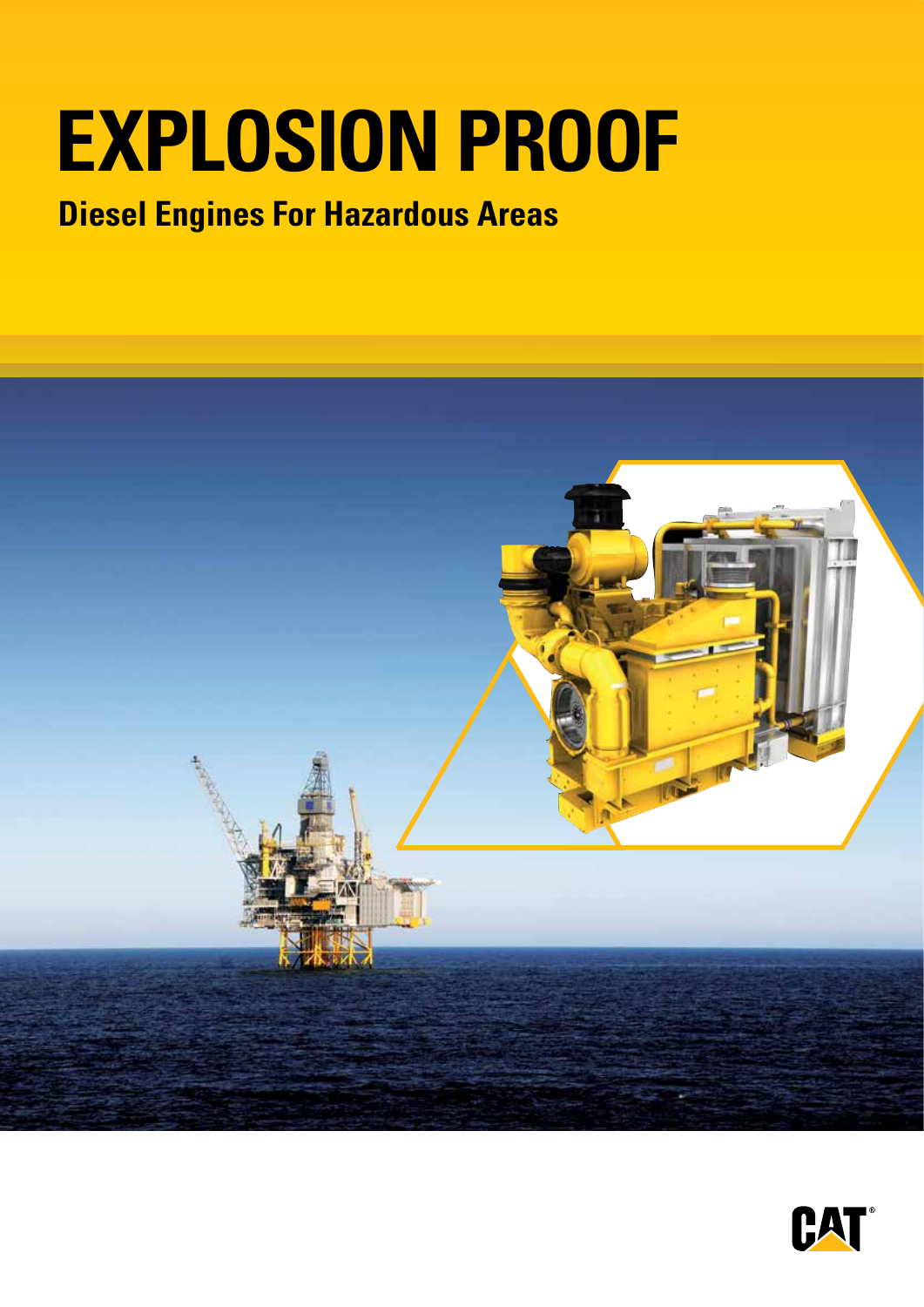# EXPLOSION PROOF

## Diesel Engines For Hazardous Areas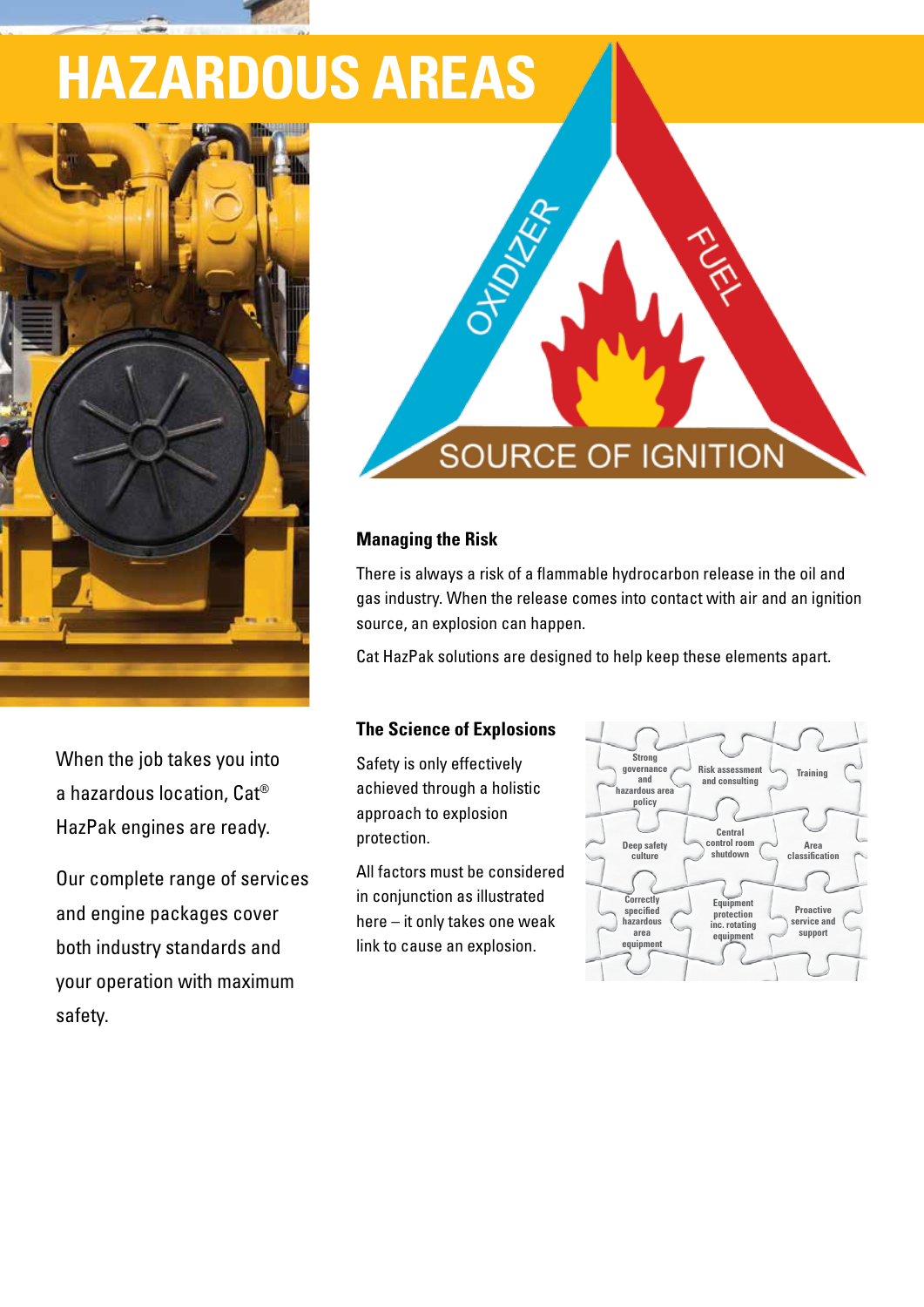# HAZARDOUS AREAS

OXIDIZER

FUEL

SOURCE OF IGNITION

When the job takes you into a hazardous location, Cat® HazPak engines are ready.

Our complete range of services and engine packages cover both industry standards and your operation with maximum safety.

### Managing the Risk

There is always a risk of a flammable hydrocarbon release in the oil and gas industry. When the release comes into contact with air and an ignition source, an explosion can happen.

Cat HazPak solutions are designed to help keep these elements apart.

### The Science of Explosions

Safety is only effectively achieved through a holistic approach to explosion protection.

All factors must be considered in conjunction as illustrated here – it only takes one weak link to cause an explosion.

| | | |
|---|---|---|
| Strong governance and hazardous area policy | Risk assessment and consulting | Training |
| Deep safety culture | Central control room shutdown | Area classification |
| Correctly specified hazardous area equipment | Equipment protection inc. rotating equipment | Proactive service and support |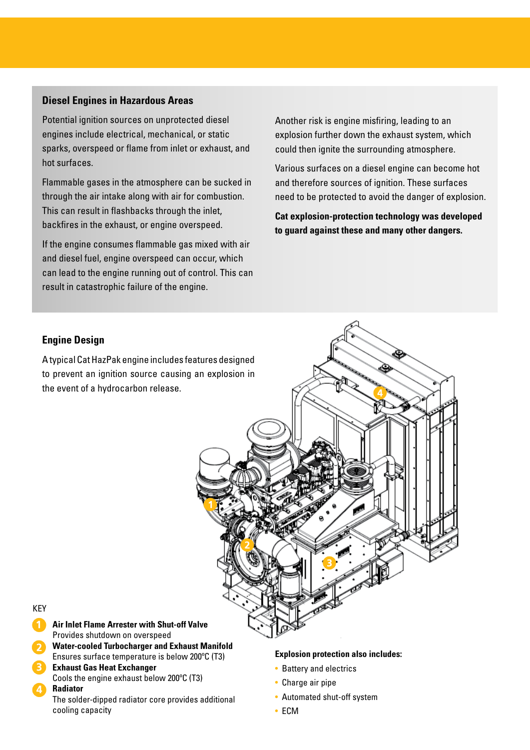## Diesel Engines in Hazardous Areas

Potential ignition sources on unprotected diesel engines include electrical, mechanical, or static sparks, overspeed or flame from inlet or exhaust, and hot surfaces.

Flammable gases in the atmosphere can be sucked in through the air intake along with air for combustion. This can result in flashbacks through the inlet, backfires in the exhaust, or engine overspeed.

If the engine consumes flammable gas mixed with air and diesel fuel, engine overspeed can occur, which can lead to the engine running out of control. This can result in catastrophic failure of the engine.

Another risk is engine misfiring, leading to an explosion further down the exhaust system, which could then ignite the surrounding atmosphere.

Various surfaces on a diesel engine can become hot and therefore sources of ignition. These surfaces need to be protected to avoid the danger of explosion.

**Cat explosion-protection technology was developed to guard against these and many other dangers.**

## Engine Design

A typical Cat HazPak engine includes features designed to prevent an ignition source causing an explosion in the event of a hydrocarbon release.

KEY

1. **Air Inlet Flame Arrester with Shut-off Valve**
   Provides shutdown on overspeed
2. **Water-cooled Turbocharger and Exhaust Manifold**
   Ensures surface temperature is below 200°C (T3)
3. **Exhaust Gas Heat Exchanger**
   Cools the engine exhaust below 200°C (T3)
4. **Radiator**
   The solder-dipped radiator core provides additional cooling capacity

**Explosion protection also includes:**

- Battery and electrics
- Charge air pipe
- Automated shut-off system
- ECM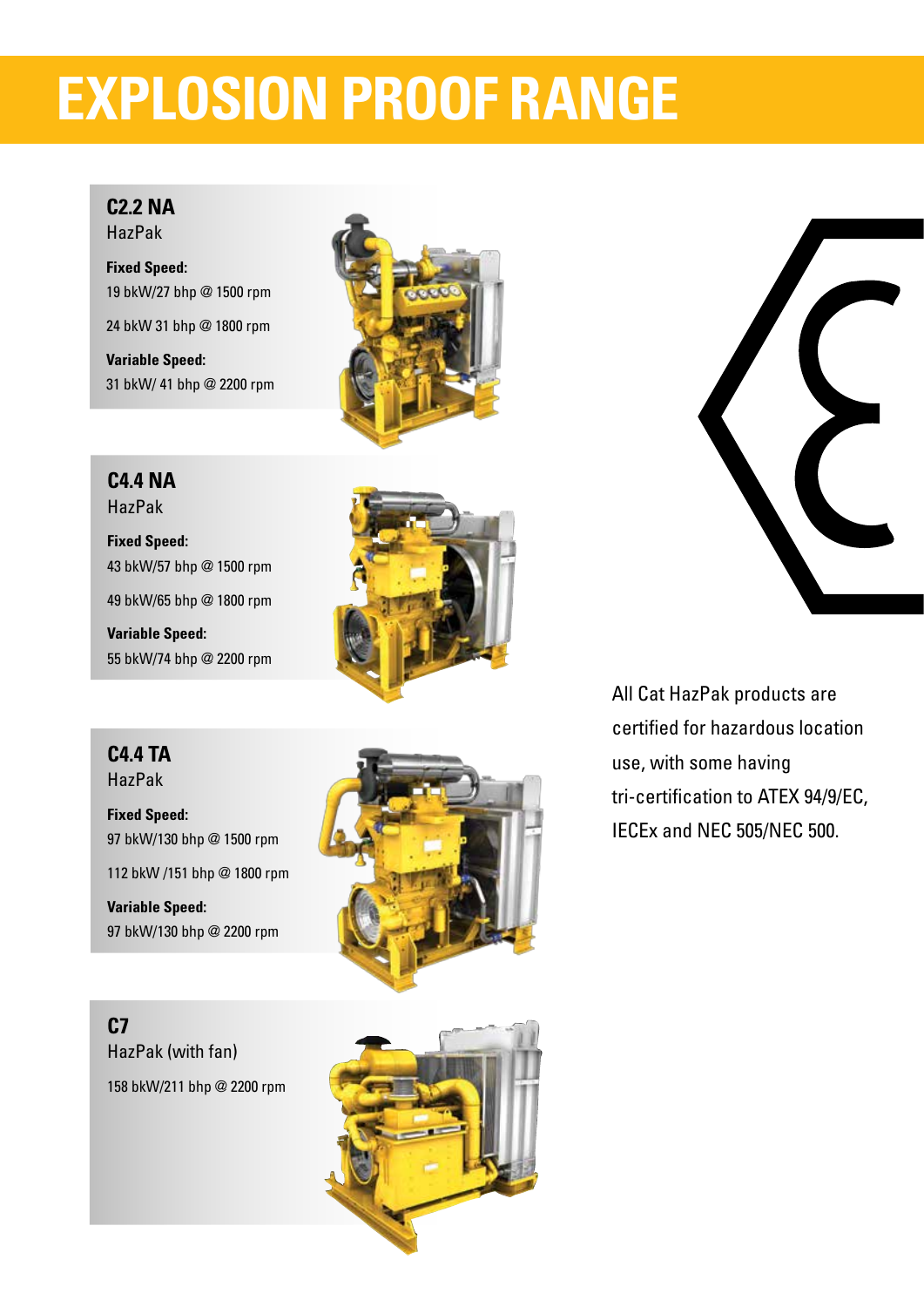# EXPLOSION PROOF RANGE

## C2.2 NA
HazPak

**Fixed Speed:**

19 bkW/27 bhp @ 1500 rpm

24 bkW 31 bhp @ 1800 rpm

**Variable Speed:**

31 bkW/ 41 bhp @ 2200 rpm

## C4.4 NA
HazPak

**Fixed Speed:**

43 bkW/57 bhp @ 1500 rpm

49 bkW/65 bhp @ 1800 rpm

**Variable Speed:**

55 bkW/74 bhp @ 2200 rpm

## C4.4 TA
HazPak

**Fixed Speed:**

97 bkW/130 bhp @ 1500 rpm

112 bkW /151 bhp @ 1800 rpm

**Variable Speed:**

97 bkW/130 bhp @ 2200 rpm

## C7
HazPak (with fan)

158 bkW/211 bhp @ 2200 rpm

All Cat HazPak products are certified for hazardous location use, with some having tri-certification to ATEX 94/9/EC, IECEx and NEC 505/NEC 500.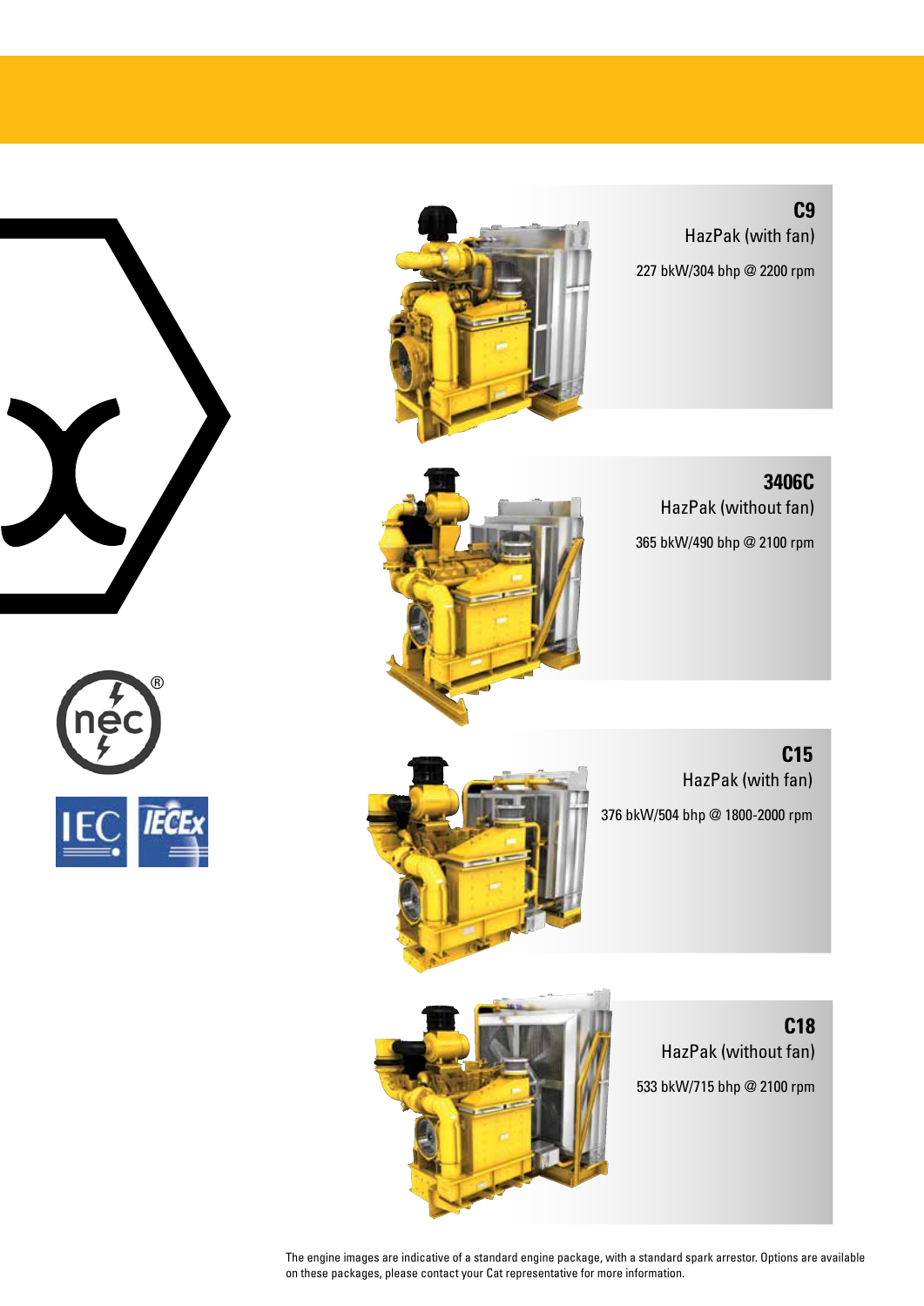## C9

HazPak (with fan)

227 bkW/304 bhp @ 2200 rpm

## 3406C

HazPak (without fan)

365 bkW/490 bhp @ 2100 rpm

## C15

HazPak (with fan)

376 bkW/504 bhp @ 1800-2000 rpm

## C18

HazPak (without fan)

533 bkW/715 bhp @ 2100 rpm

The engine images are indicative of a standard engine package, with a standard spark arrestor. Options are available on these packages, please contact your Cat representative for more information.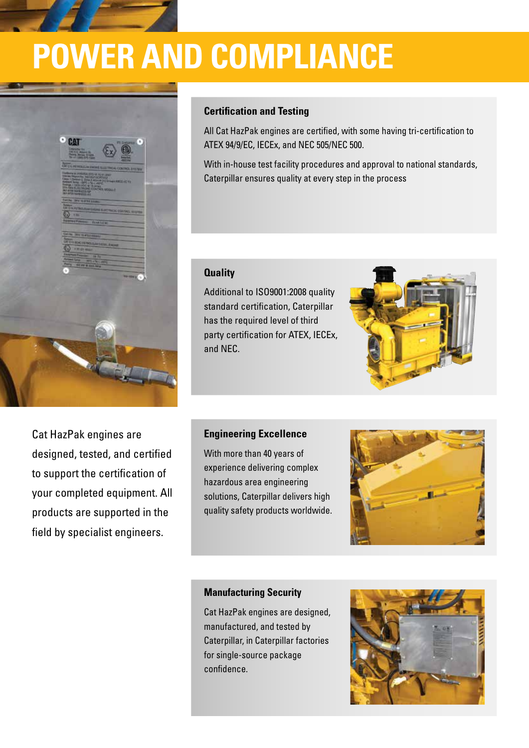# POWER AND COMPLIANCE

Cat HazPak engines are designed, tested, and certified to support the certification of your completed equipment. All products are supported in the field by specialist engineers.

### Certification and Testing

All Cat HazPak engines are certified, with some having tri-certification to ATEX 94/9/EC, IECEx, and NEC 505/NEC 500.

With in-house test facility procedures and approval to national standards, Caterpillar ensures quality at every step in the process

### Quality

Additional to ISO9001:2008 quality standard certification, Caterpillar has the required level of third party certification for ATEX, IECEx, and NEC.

### Engineering Excellence

With more than 40 years of experience delivering complex hazardous area engineering solutions, Caterpillar delivers high quality safety products worldwide.

### Manufacturing Security

Cat HazPak engines are designed, manufactured, and tested by Caterpillar, in Caterpillar factories for single-source package confidence.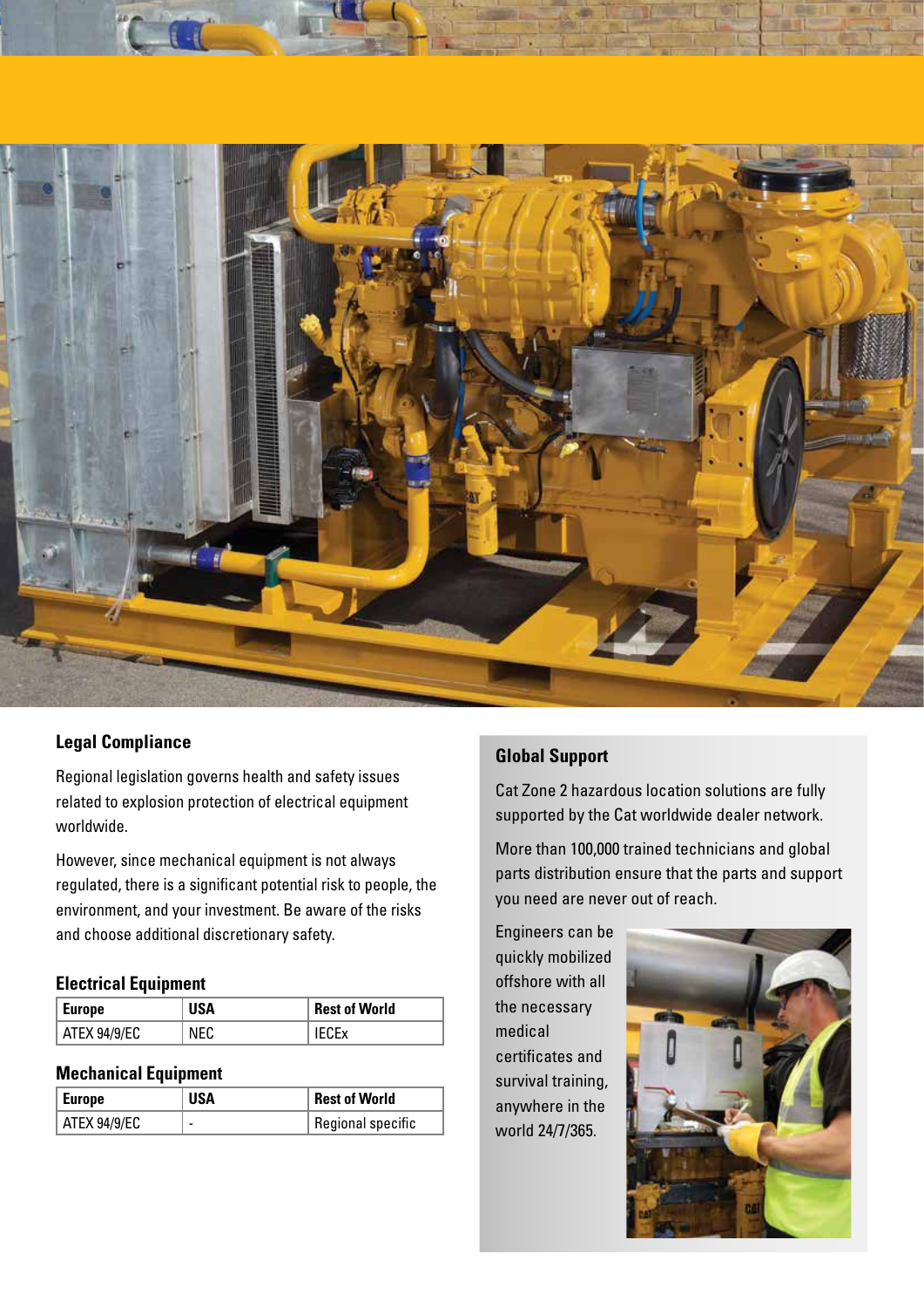## Legal Compliance

Regional legislation governs health and safety issues related to explosion protection of electrical equipment worldwide.

However, since mechanical equipment is not always regulated, there is a significant potential risk to people, the environment, and your investment. Be aware of the risks and choose additional discretionary safety.

### Electrical Equipment

| Europe | USA | Rest of World |
|---|---|---|
| ATEX 94/9/EC | NEC | IECEx |

### Mechanical Equipment

| Europe | USA | Rest of World |
|---|---|---|
| ATEX 94/9/EC | - | Regional specific |

## Global Support

Cat Zone 2 hazardous location solutions are fully supported by the Cat worldwide dealer network.

More than 100,000 trained technicians and global parts distribution ensure that the parts and support you need are never out of reach.

Engineers can be quickly mobilized offshore with all the necessary medical certificates and survival training, anywhere in the world 24/7/365.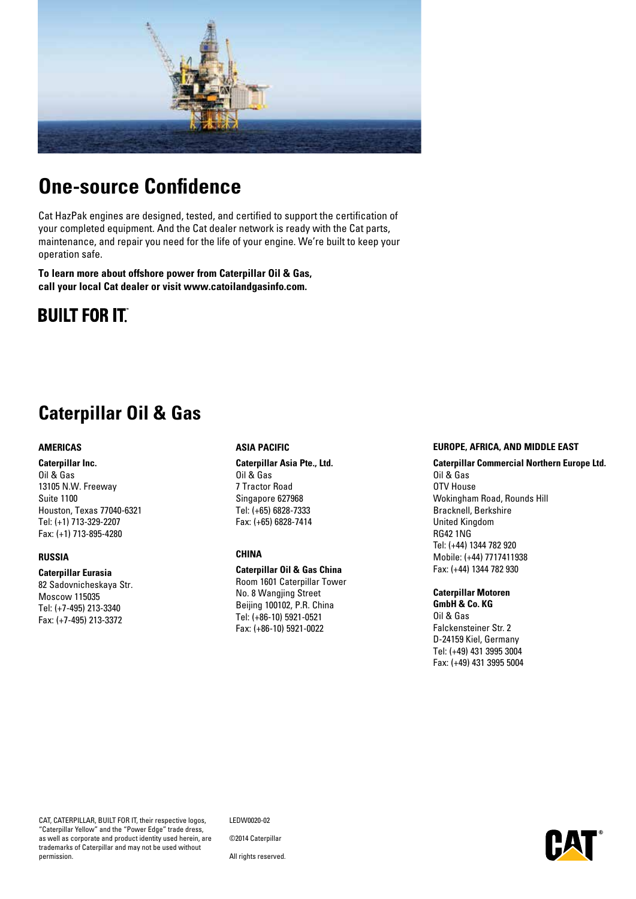## One-source Confidence

Cat HazPak engines are designed, tested, and certified to support the certification of your completed equipment. And the Cat dealer network is ready with the Cat parts, maintenance, and repair you need for the life of your engine. We're built to keep your operation safe.

**To learn more about offshore power from Caterpillar Oil & Gas, call your local Cat dealer or visit www.catoilandgasinfo.com.**

**BUILT FOR IT.**

## Caterpillar Oil & Gas

### AMERICAS

**Caterpillar Inc.**
Oil & Gas
13105 N.W. Freeway
Suite 1100
Houston, Texas 77040-6321
Tel: (+1) 713-329-2207
Fax: (+1) 713-895-4280

### RUSSIA

**Caterpillar Eurasia**
82 Sadovnicheskaya Str.
Moscow 115035
Tel: (+7-495) 213-3340
Fax: (+7-495) 213-3372

### ASIA PACIFIC

**Caterpillar Asia Pte., Ltd.**
Oil & Gas
7 Tractor Road
Singapore 627968
Tel: (+65) 6828-7333
Fax: (+65) 6828-7414

### CHINA

**Caterpillar Oil & Gas China**
Room 1601 Caterpillar Tower
No. 8 Wangjing Street
Beijing 100102, P.R. China
Tel: (+86-10) 5921-0521
Fax: (+86-10) 5921-0022

### EUROPE, AFRICA, AND MIDDLE EAST

**Caterpillar Commercial Northern Europe Ltd.**
Oil & Gas
OTV House
Wokingham Road, Rounds Hill
Bracknell, Berkshire
United Kingdom
RG42 1NG
Tel: (+44) 1344 782 920
Mobile: (+44) 7717411938
Fax: (+44) 1344 782 930

**Caterpillar Motoren GmbH & Co. KG**
Oil & Gas
Falckensteiner Str. 2
D-24159 Kiel, Germany
Tel: (+49) 431 3995 3004
Fax: (+49) 431 3995 5004

CAT, CATERPILLAR, BUILT FOR IT, their respective logos, "Caterpillar Yellow" and the "Power Edge" trade dress, as well as corporate and product identity used herein, are trademarks of Caterpillar and may not be used without permission.

LEDW0020-02

©2014 Caterpillar

All rights reserved.